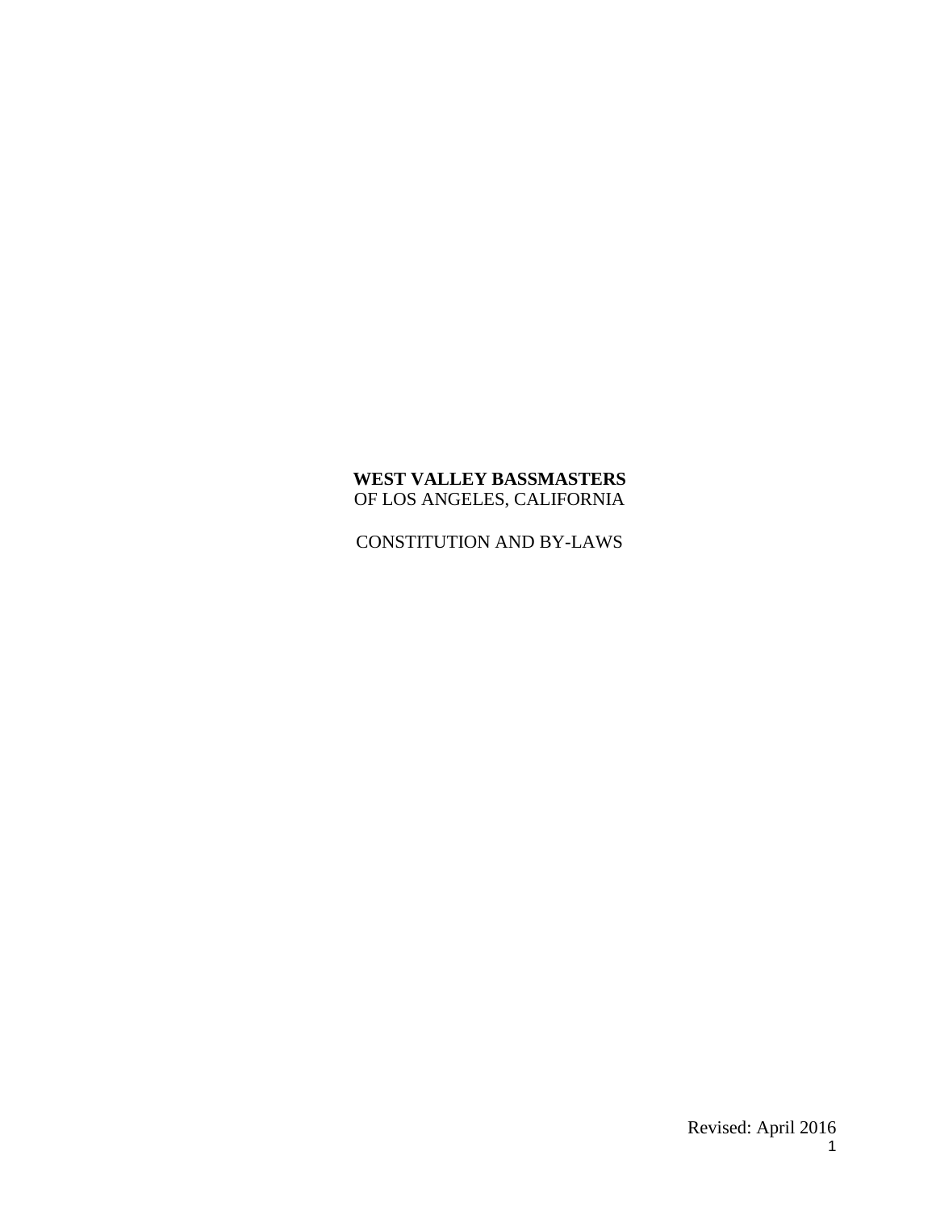**WEST VALLEY BASSMASTERS**
OF LOS ANGELES, CALIFORNIA

CONSTITUTION AND BY-LAWS

Revised: April 2016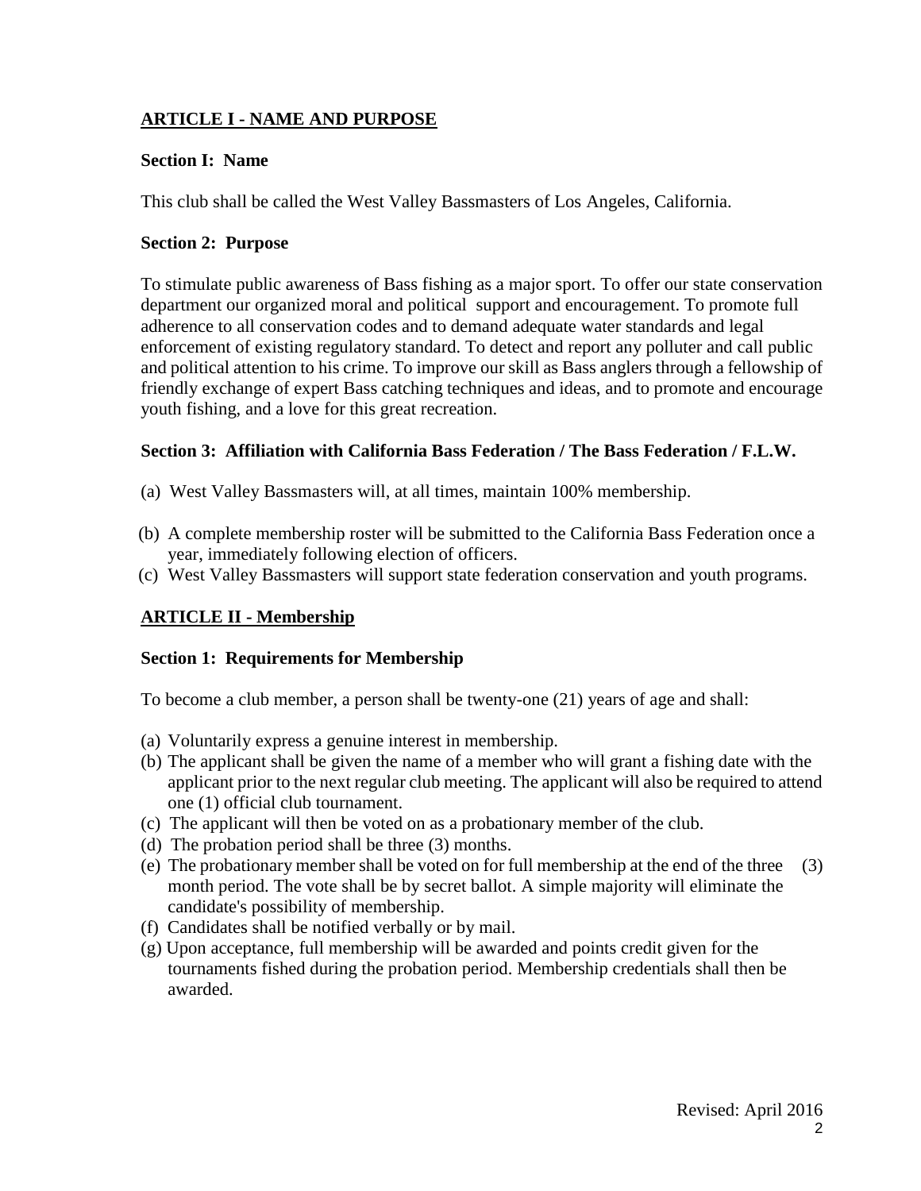## ARTICLE I - NAME AND PURPOSE

### Section I: Name

This club shall be called the West Valley Bassmasters of Los Angeles, California.

### Section 2: Purpose

To stimulate public awareness of Bass fishing as a major sport. To offer our state conservation department our organized moral and political support and encouragement. To promote full adherence to all conservation codes and to demand adequate water standards and legal enforcement of existing regulatory standard. To detect and report any polluter and call public and political attention to his crime. To improve our skill as Bass anglers through a fellowship of friendly exchange of expert Bass catching techniques and ideas, and to promote and encourage youth fishing, and a love for this great recreation.

### Section 3: Affiliation with California Bass Federation / The Bass Federation / F.L.W.

(a) West Valley Bassmasters will, at all times, maintain 100% membership.

(b) A complete membership roster will be submitted to the California Bass Federation once a year, immediately following election of officers.

(c) West Valley Bassmasters will support state federation conservation and youth programs.

## ARTICLE II - Membership

### Section 1: Requirements for Membership

To become a club member, a person shall be twenty-one (21) years of age and shall:

(a) Voluntarily express a genuine interest in membership.

(b) The applicant shall be given the name of a member who will grant a fishing date with the applicant prior to the next regular club meeting. The applicant will also be required to attend one (1) official club tournament.

(c) The applicant will then be voted on as a probationary member of the club.

(d) The probation period shall be three (3) months.

(e) The probationary member shall be voted on for full membership at the end of the three (3) month period. The vote shall be by secret ballot. A simple majority will eliminate the candidate's possibility of membership.

(f) Candidates shall be notified verbally or by mail.

(g) Upon acceptance, full membership will be awarded and points credit given for the tournaments fished during the probation period. Membership credentials shall then be awarded.

Revised: April 2016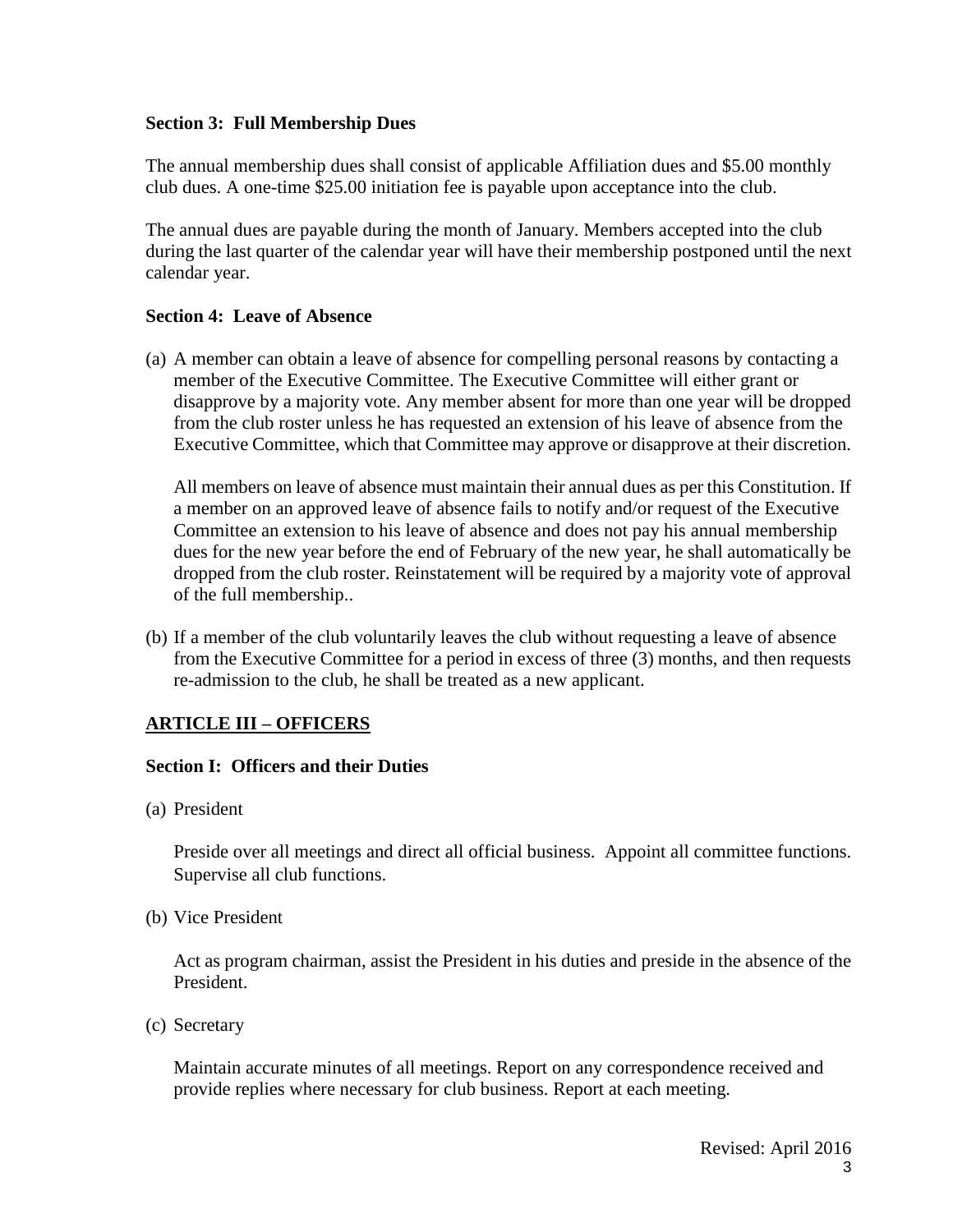### Section 3: Full Membership Dues

The annual membership dues shall consist of applicable Affiliation dues and $5.00 monthly club dues. A one-time $25.00 initiation fee is payable upon acceptance into the club.

The annual dues are payable during the month of January. Members accepted into the club during the last quarter of the calendar year will have their membership postponed until the next calendar year.

### Section 4: Leave of Absence

(a) A member can obtain a leave of absence for compelling personal reasons by contacting a member of the Executive Committee. The Executive Committee will either grant or disapprove by a majority vote. Any member absent for more than one year will be dropped from the club roster unless he has requested an extension of his leave of absence from the Executive Committee, which that Committee may approve or disapprove at their discretion.

All members on leave of absence must maintain their annual dues as per this Constitution. If a member on an approved leave of absence fails to notify and/or request of the Executive Committee an extension to his leave of absence and does not pay his annual membership dues for the new year before the end of February of the new year, he shall automatically be dropped from the club roster. Reinstatement will be required by a majority vote of approval of the full membership..

(b) If a member of the club voluntarily leaves the club without requesting a leave of absence from the Executive Committee for a period in excess of three (3) months, and then requests re-admission to the club, he shall be treated as a new applicant.

## ARTICLE III – OFFICERS

### Section I: Officers and their Duties

(a) President

Preside over all meetings and direct all official business. Appoint all committee functions. Supervise all club functions.

(b) Vice President

Act as program chairman, assist the President in his duties and preside in the absence of the President.

(c) Secretary

Maintain accurate minutes of all meetings. Report on any correspondence received and provide replies where necessary for club business. Report at each meeting.

Revised: April 2016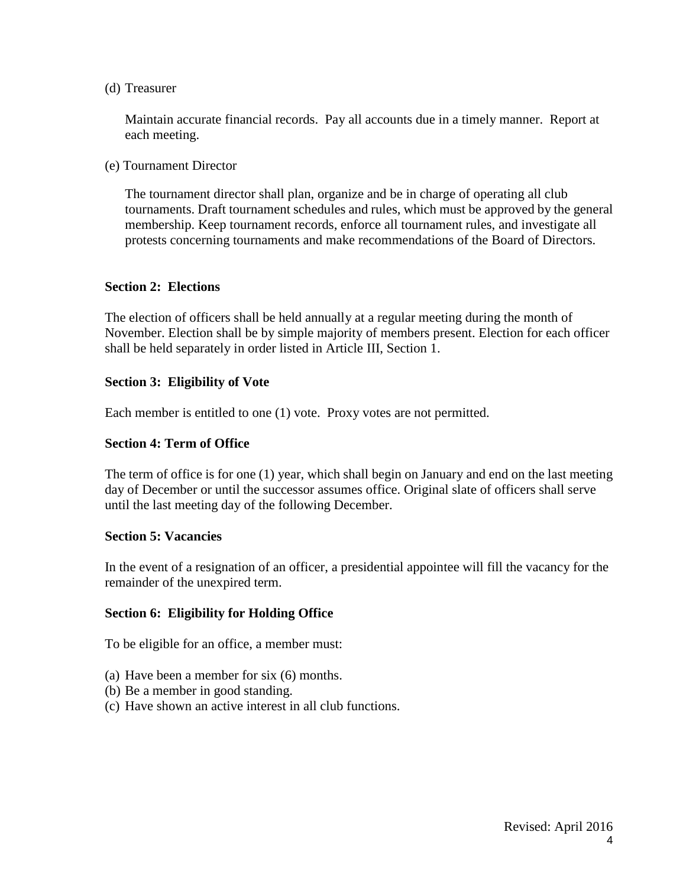(d) Treasurer

Maintain accurate financial records. Pay all accounts due in a timely manner. Report at each meeting.

(e) Tournament Director

The tournament director shall plan, organize and be in charge of operating all club tournaments. Draft tournament schedules and rules, which must be approved by the general membership. Keep tournament records, enforce all tournament rules, and investigate all protests concerning tournaments and make recommendations of the Board of Directors.

**Section 2: Elections**

The election of officers shall be held annually at a regular meeting during the month of November. Election shall be by simple majority of members present. Election for each officer shall be held separately in order listed in Article III, Section 1.

**Section 3: Eligibility of Vote**

Each member is entitled to one (1) vote. Proxy votes are not permitted.

**Section 4: Term of Office**

The term of office is for one (1) year, which shall begin on January and end on the last meeting day of December or until the successor assumes office. Original slate of officers shall serve until the last meeting day of the following December.

**Section 5: Vacancies**

In the event of a resignation of an officer, a presidential appointee will fill the vacancy for the remainder of the unexpired term.

**Section 6: Eligibility for Holding Office**

To be eligible for an office, a member must:

(a) Have been a member for six (6) months.
(b) Be a member in good standing.
(c) Have shown an active interest in all club functions.

Revised: April 2016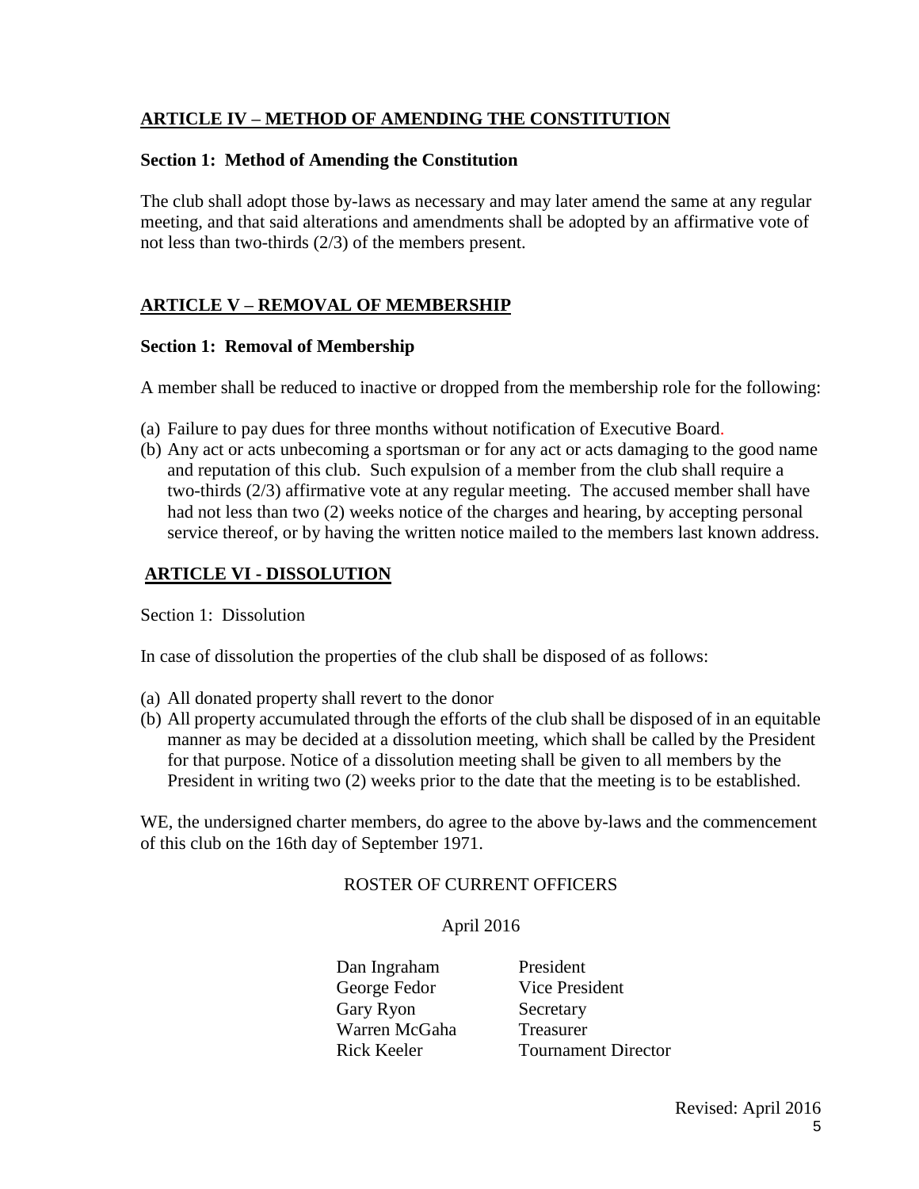## ARTICLE IV – METHOD OF AMENDING THE CONSTITUTION

**Section 1: Method of Amending the Constitution**

The club shall adopt those by-laws as necessary and may later amend the same at any regular meeting, and that said alterations and amendments shall be adopted by an affirmative vote of not less than two-thirds (2/3) of the members present.

## ARTICLE V – REMOVAL OF MEMBERSHIP

**Section 1: Removal of Membership**

A member shall be reduced to inactive or dropped from the membership role for the following:

(a) Failure to pay dues for three months without notification of Executive Board.
(b) Any act or acts unbecoming a sportsman or for any act or acts damaging to the good name and reputation of this club. Such expulsion of a member from the club shall require a two-thirds (2/3) affirmative vote at any regular meeting. The accused member shall have had not less than two (2) weeks notice of the charges and hearing, by accepting personal service thereof, or by having the written notice mailed to the members last known address.

## ARTICLE VI - DISSOLUTION

Section 1: Dissolution

In case of dissolution the properties of the club shall be disposed of as follows:

(a) All donated property shall revert to the donor
(b) All property accumulated through the efforts of the club shall be disposed of in an equitable manner as may be decided at a dissolution meeting, which shall be called by the President for that purpose. Notice of a dissolution meeting shall be given to all members by the President in writing two (2) weeks prior to the date that the meeting is to be established.

WE, the undersigned charter members, do agree to the above by-laws and the commencement of this club on the 16th day of September 1971.

ROSTER OF CURRENT OFFICERS

April 2016

| | |
|---|---|
| Dan Ingraham | President |
| George Fedor | Vice President |
| Gary Ryon | Secretary |
| Warren McGaha | Treasurer |
| Rick Keeler | Tournament Director |

Revised: April 2016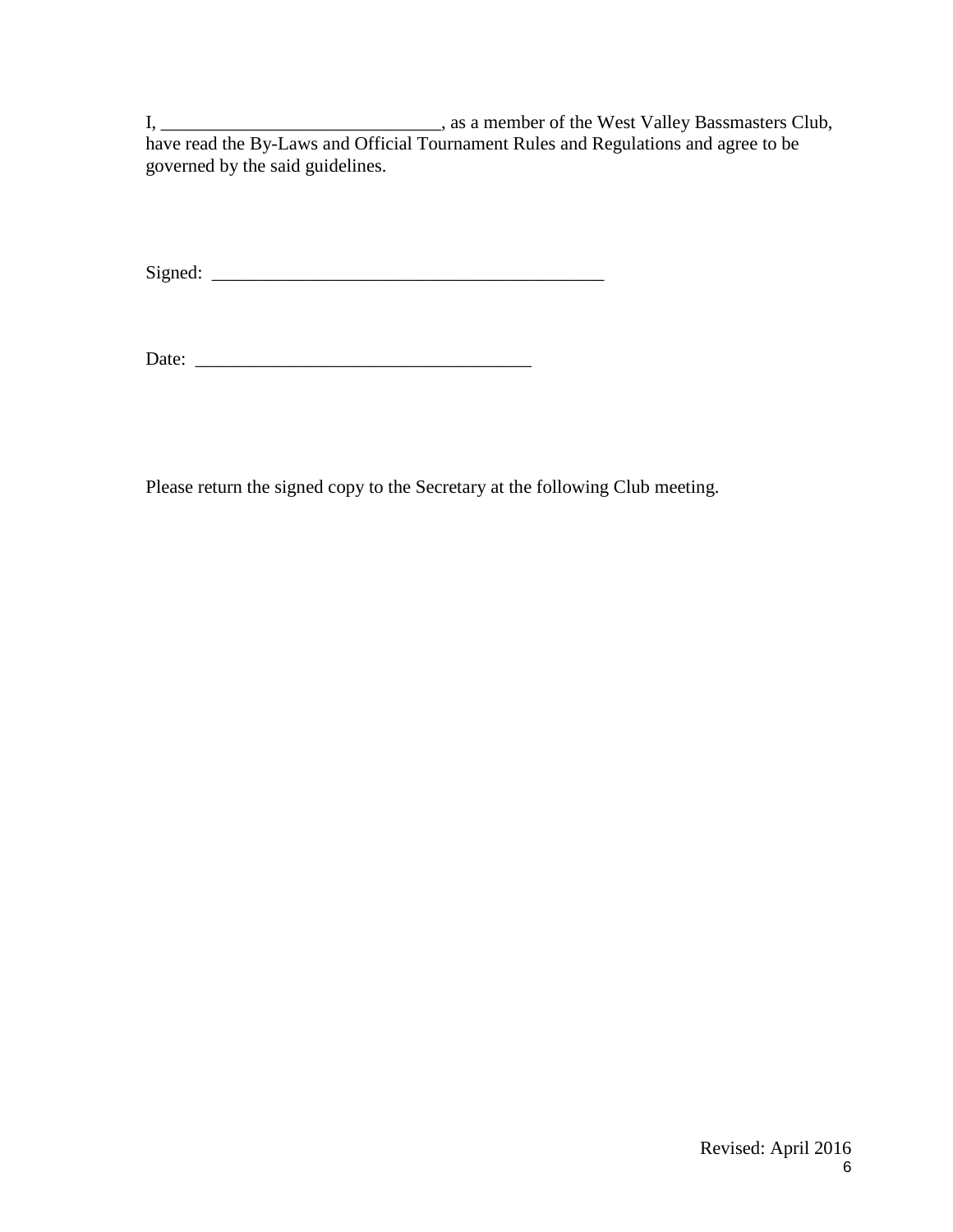I, ______________________________, as a member of the West Valley Bassmasters Club, have read the By-Laws and Official Tournament Rules and Regulations and agree to be governed by the said guidelines.

Signed: ___________________________________________

Date: ____________________________________

Please return the signed copy to the Secretary at the following Club meeting.

Revised: April 2016